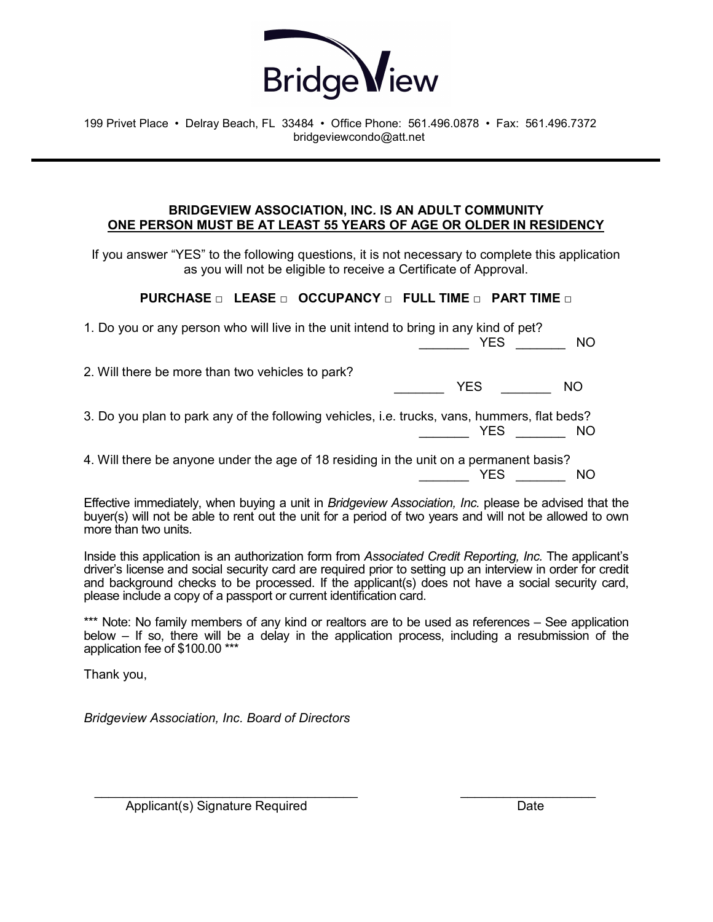# BridgeView

199 Privet Place • Delray Beach, FL 33484 • Office Phone: 561.496.0878 • Fax: 561.496.7372
bridgeviewcondo@att.net

---

**BRIDGEVIEW ASSOCIATION, INC. IS AN ADULT COMMUNITY**
**ONE PERSON MUST BE AT LEAST 55 YEARS OF AGE OR OLDER IN RESIDENCY**

If you answer "YES" to the following questions, it is not necessary to complete this application as you will not be eligible to receive a Certificate of Approval.

**PURCHASE □ LEASE □ OCCUPANCY □ FULL TIME □ PART TIME □**

1. Do you or any person who will live in the unit intend to bring in any kind of pet?
   _______ YES _______ NO

2. Will there be more than two vehicles to park?
   _______ YES _______ NO

3. Do you plan to park any of the following vehicles, i.e. trucks, vans, hummers, flat beds?
   _______ YES _______ NO

4. Will there be anyone under the age of 18 residing in the unit on a permanent basis?
   _______ YES _______ NO

Effective immediately, when buying a unit in *Bridgeview Association, Inc.* please be advised that the buyer(s) will not be able to rent out the unit for a period of two years and will not be allowed to own more than two units.

Inside this application is an authorization form from *Associated Credit Reporting, Inc.* The applicant's driver's license and social security card are required prior to setting up an interview in order for credit and background checks to be processed. If the applicant(s) does not have a social security card, please include a copy of a passport or current identification card.

*** Note: No family members of any kind or realtors are to be used as references – See application below – If so, there will be a delay in the application process, including a resubmission of the application fee of $100.00 ***

Thank you,

*Bridgeview Association, Inc. Board of Directors*

_______________________________________ ____________________
Applicant(s) Signature Required Date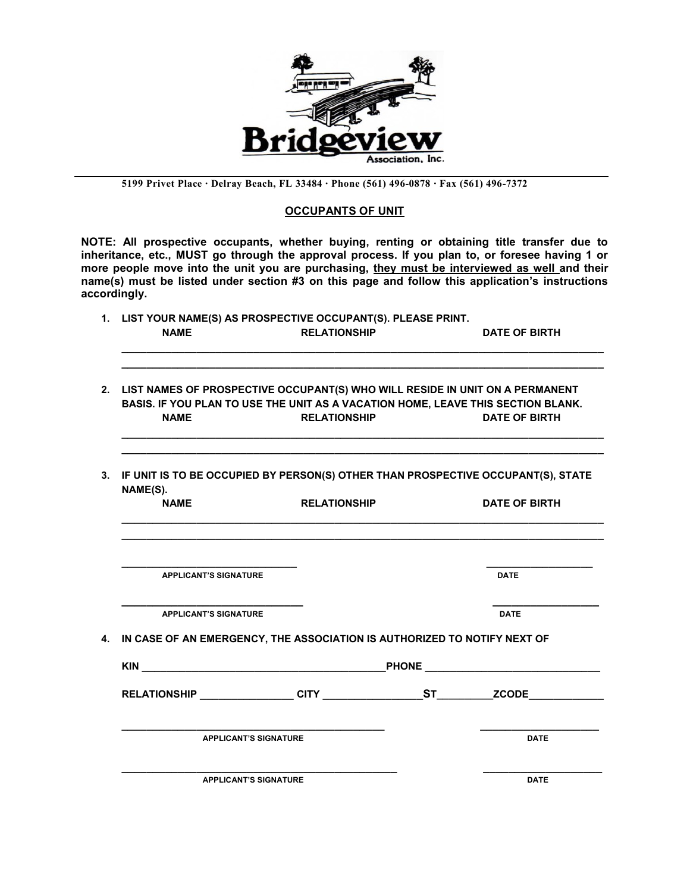Bridgeview Association, Inc.

5199 Privet Place · Delray Beach, FL 33484 · Phone (561) 496-0878 · Fax (561) 496-7372

## OCCUPANTS OF UNIT

**NOTE: All prospective occupants, whether buying, renting or obtaining title transfer due to inheritance, etc., MUST go through the approval process. If you plan to, or foresee having 1 or more people move into the unit you are purchasing, they must be interviewed as well and their name(s) must be listed under section #3 on this page and follow this application's instructions accordingly.**

1. **LIST YOUR NAME(S) AS PROSPECTIVE OCCUPANT(S). PLEASE PRINT.**

| NAME | RELATIONSHIP | DATE OF BIRTH |
|---|---|---|
| | | |
| | | |

2. **LIST NAMES OF PROSPECTIVE OCCUPANT(S) WHO WILL RESIDE IN UNIT ON A PERMANENT BASIS. IF YOU PLAN TO USE THE UNIT AS A VACATION HOME, LEAVE THIS SECTION BLANK.**

| NAME | RELATIONSHIP | DATE OF BIRTH |
|---|---|---|
| | | |
| | | |

3. **IF UNIT IS TO BE OCCUPIED BY PERSON(S) OTHER THAN PROSPECTIVE OCCUPANT(S), STATE NAME(S).**

| NAME | RELATIONSHIP | DATE OF BIRTH |
|---|---|---|
| | | |
| | | |

______________________________ APPLICANT'S SIGNATURE ____________________ DATE

______________________________ APPLICANT'S SIGNATURE ____________________ DATE

4. **IN CASE OF AN EMERGENCY, THE ASSOCIATION IS AUTHORIZED TO NOTIFY NEXT OF**

**KIN** ________________________________________ **PHONE** ______________________________

**RELATIONSHIP** ________________ **CITY** _________________ **ST** _________ **ZCODE** _____________

______________________________ APPLICANT'S SIGNATURE ____________________ DATE

______________________________ APPLICANT'S SIGNATURE ____________________ DATE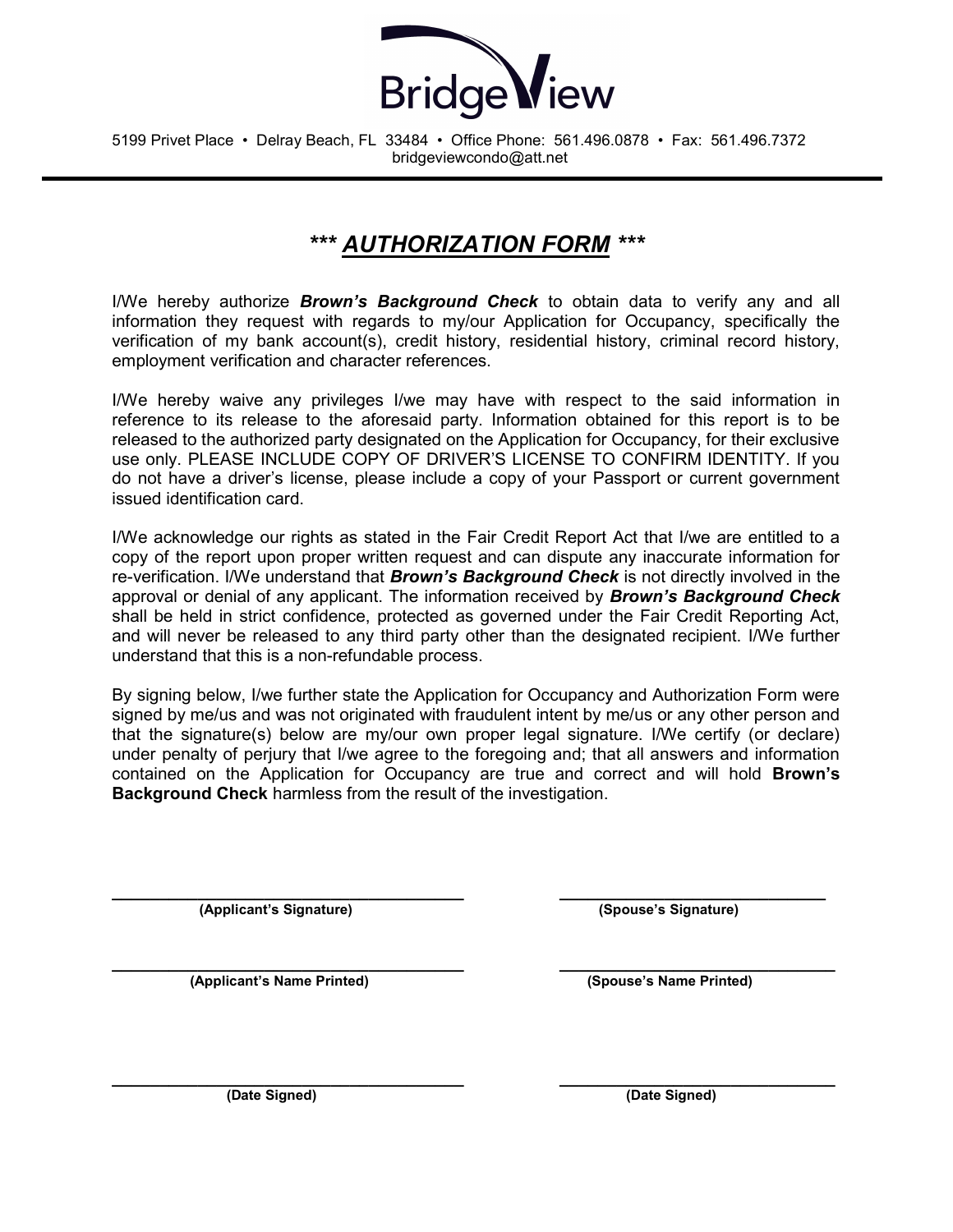BridgeView

5199 Privet Place • Delray Beach, FL 33484 • Office Phone: 561.496.0878 • Fax: 561.496.7372
bridgeviewcondo@att.net

---

# *** ***AUTHORIZATION FORM*** ***

I/We hereby authorize ***Brown's Background Check*** to obtain data to verify any and all information they request with regards to my/our Application for Occupancy, specifically the verification of my bank account(s), credit history, residential history, criminal record history, employment verification and character references.

I/We hereby waive any privileges I/we may have with respect to the said information in reference to its release to the aforesaid party. Information obtained for this report is to be released to the authorized party designated on the Application for Occupancy, for their exclusive use only. PLEASE INCLUDE COPY OF DRIVER'S LICENSE TO CONFIRM IDENTITY. If you do not have a driver's license, please include a copy of your Passport or current government issued identification card.

I/We acknowledge our rights as stated in the Fair Credit Report Act that I/we are entitled to a copy of the report upon proper written request and can dispute any inaccurate information for re-verification. I/We understand that ***Brown's Background Check*** is not directly involved in the approval or denial of any applicant. The information received by ***Brown's Background Check*** shall be held in strict confidence, protected as governed under the Fair Credit Reporting Act, and will never be released to any third party other than the designated recipient. I/We further understand that this is a non-refundable process.

By signing below, I/we further state the Application for Occupancy and Authorization Form were signed by me/us and was not originated with fraudulent intent by me/us or any other person and that the signature(s) below are my/our own proper legal signature. I/We certify (or declare) under penalty of perjury that I/we agree to the foregoing and; that all answers and information contained on the Application for Occupancy are true and correct and will hold **Brown's Background Check** harmless from the result of the investigation.

_______________________________________ &nbsp;&nbsp;&nbsp;&nbsp; _______________________________
**(Applicant's Signature)** &nbsp;&nbsp;&nbsp;&nbsp; **(Spouse's Signature)**

_______________________________________ &nbsp;&nbsp;&nbsp;&nbsp; _______________________________
**(Applicant's Name Printed)** &nbsp;&nbsp;&nbsp;&nbsp; **(Spouse's Name Printed)**

_______________________________________ &nbsp;&nbsp;&nbsp;&nbsp; _______________________________
**(Date Signed)** &nbsp;&nbsp;&nbsp;&nbsp; **(Date Signed)**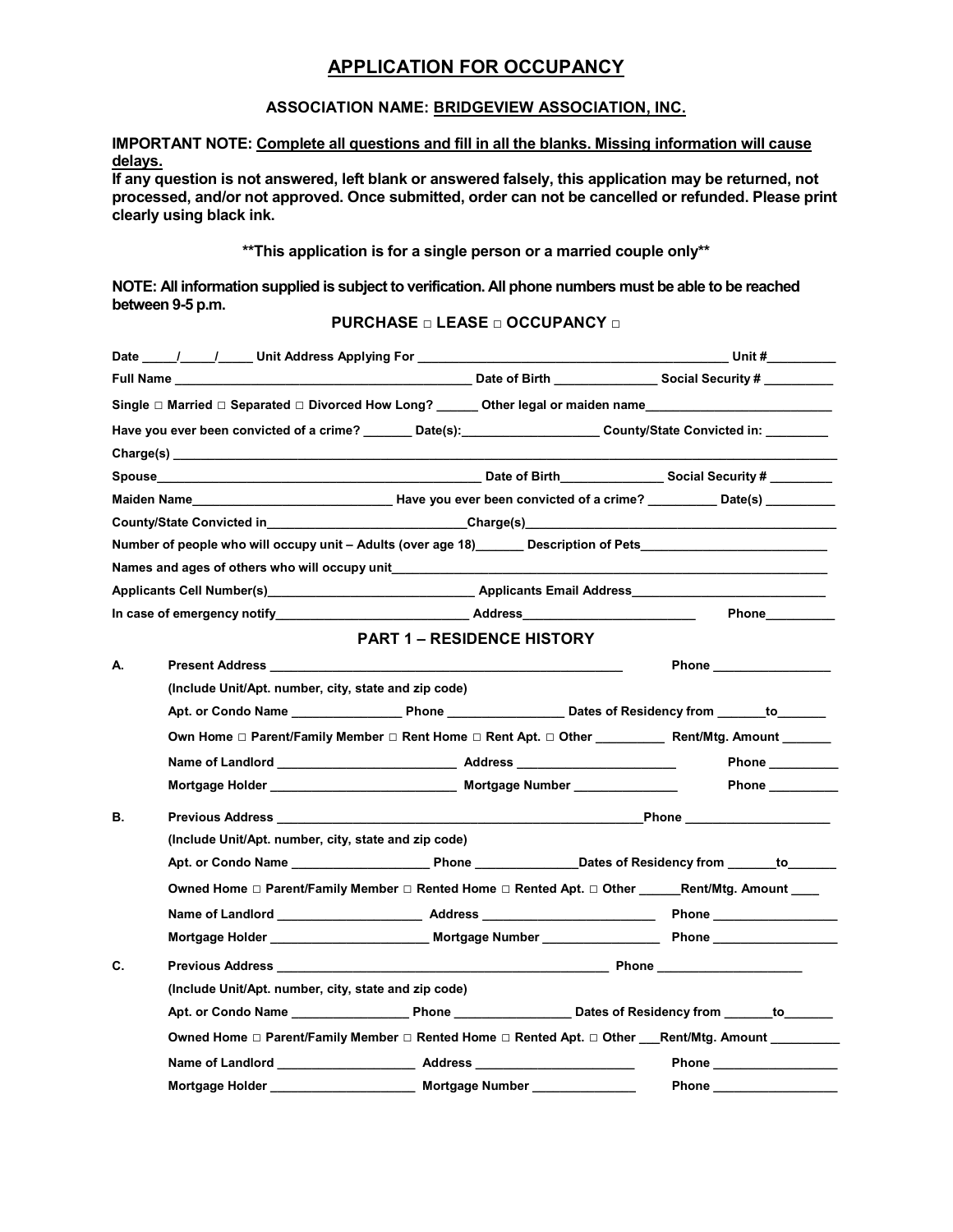# APPLICATION FOR OCCUPANCY

**ASSOCIATION NAME: BRIDGEVIEW ASSOCIATION, INC.**

**IMPORTANT NOTE: Complete all questions and fill in all the blanks. Missing information will cause delays.**
**If any question is not answered, left blank or answered falsely, this application may be returned, not processed, and/or not approved. Once submitted, order can not be cancelled or refunded. Please print clearly using black ink.**

**\*\*This application is for a single person or a married couple only\*\***

**NOTE: All information supplied is subject to verification. All phone numbers must be able to be reached between 9-5 p.m.**

**PURCHASE □ LEASE □ OCCUPANCY □**

Date _____/_____/_____ Unit Address Applying For ___________________________________________ Unit #_________

Full Name _________________________________________ Date of Birth ______________ Social Security # _________

Single □ Married □ Separated □ Divorced How Long? ______ Other legal or maiden name_________________________

Have you ever been convicted of a crime? _______ Date(s):___________________ County/State Convicted in: _________

Charge(s) ______________________________________________________________________________________

Spouse_____________________________________________ Date of Birth______________ Social Security # _________

Maiden Name___________________________ Have you ever been convicted of a crime? _________ Date(s) _________

County/State Convicted in___________________________Charge(s)_____________________________________________

Number of people who will occupy unit – Adults (over age 18)_______ Description of Pets_________________________

Names and ages of others who will occupy unit______________________________________________________________

Applicants Cell Number(s)____________________________ Applicants Email Address__________________________

In case of emergency notify__________________________ Address________________________ Phone_________

## PART 1 – RESIDENCE HISTORY

**A.** Present Address ________________________________________________ Phone ________________

(Include Unit/Apt. number, city, state and zip code)

Apt. or Condo Name _______________ Phone ________________ Dates of Residency from _______to_______

Own Home □ Parent/Family Member □ Rent Home □ Rent Apt. □ Other _________ Rent/Mtg. Amount _______

Name of Landlord ________________________ Address ______________________ Phone _________

Mortgage Holder _________________________ Mortgage Number ______________ Phone _________

**B.** Previous Address ___________________________________________________Phone ____________________

(Include Unit/Apt. number, city, state and zip code)

Apt. or Condo Name ___________________ Phone ______________Dates of Residency from _______to_______

Owned Home □ Parent/Family Member □ Rented Home □ Rented Apt. □ Other ______Rent/Mtg. Amount ____

Name of Landlord ____________________ Address ________________________ Phone _________________

Mortgage Holder ______________________ Mortgage Number ________________ Phone _________________

**C.** Previous Address ______________________________________________ Phone ___________________

(Include Unit/Apt. number, city, state and zip code)

Apt. or Condo Name ________________ Phone ________________ Dates of Residency from _______to_______

Owned Home □ Parent/Family Member □ Rented Home □ Rented Apt. □ Other ___Rent/Mtg. Amount _________

Name of Landlord ___________________ Address ______________________ Phone _________________

Mortgage Holder ____________________ Mortgage Number ______________ Phone _________________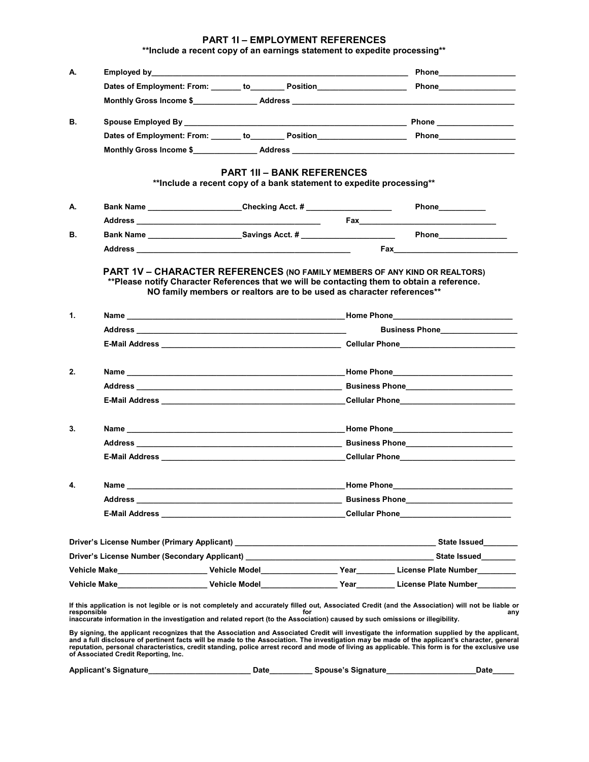## PART 1I – EMPLOYMENT REFERENCES

**\*\*Include a recent copy of an earnings statement to expedite processing\*\***

**A.** Employed by_______________________________________________ Phone_______________

Dates of Employment: From: _______ to________ Position____________________ Phone_______________

Monthly Gross Income $_______________ Address ______________________________________________

**B.** Spouse Employed By ____________________________________________ Phone _______________

Dates of Employment: From: _______ to________ Position____________________ Phone_______________

Monthly Gross Income $_______________ Address ______________________________________________

## PART 1II – BANK REFERENCES

**\*\*Include a recent copy of a bank statement to expedite processing\*\***

**A.** Bank Name _____________________Checking Acct. # ___________________ Phone___________

Address ___________________________________________ Fax_______________________________

**B.** Bank Name _____________________Savings Acct. # _____________________ Phone_______________

Address _________________________________________________ Fax____________________________

## PART 1V – CHARACTER REFERENCES (NO FAMILY MEMBERS OF ANY KIND OR REALTORS)

**\*\*Please notify Character References that we will be contacting them to obtain a reference. NO family members or realtors are to be used as character references\*\***

**1.** Name _________________________________________________Home Phone___________________________

Address _______________________________________________ Business Phone_________________

E-Mail Address __________________________________________ Cellular Phone__________________________

**2.** Name _________________________________________________Home Phone___________________________

Address _______________________________________________ Business Phone________________________

E-Mail Address __________________________________________Cellular Phone__________________________

**3.** Name _________________________________________________Home Phone___________________________

Address _______________________________________________ Business Phone________________________

E-Mail Address __________________________________________Cellular Phone__________________________

**4.** Name _________________________________________________Home Phone___________________________

Address _______________________________________________ Business Phone________________________

E-Mail Address __________________________________________Cellular Phone_________________________

Driver's License Number (Primary Applicant) ____________________________________________ State Issued________

Driver's License Number (Secondary Applicant) __________________________________________ State Issued________

Vehicle Make____________________ Vehicle Model_________________ Year_________ License Plate Number_________

Vehicle Make____________________ Vehicle Model_________________ Year_________ License Plate Number_________

**If this application is not legible or is not completely and accurately filled out, Associated Credit (and the Association) will not be liable or responsible for any inaccurate information in the investigation and related report (to the Association) caused by such omissions or illegibility.**

**By signing, the applicant recognizes that the Association and Associated Credit will investigate the information supplied by the applicant, and a full disclosure of pertinent facts will be made to the Association. The investigation may be made of the applicant's character, general reputation, personal characteristics, credit standing, police arrest record and mode of living as applicable. This form is for the exclusive use of Associated Credit Reporting, Inc.**

Applicant's Signature_______________________ Date__________ Spouse's Signature____________________Date_____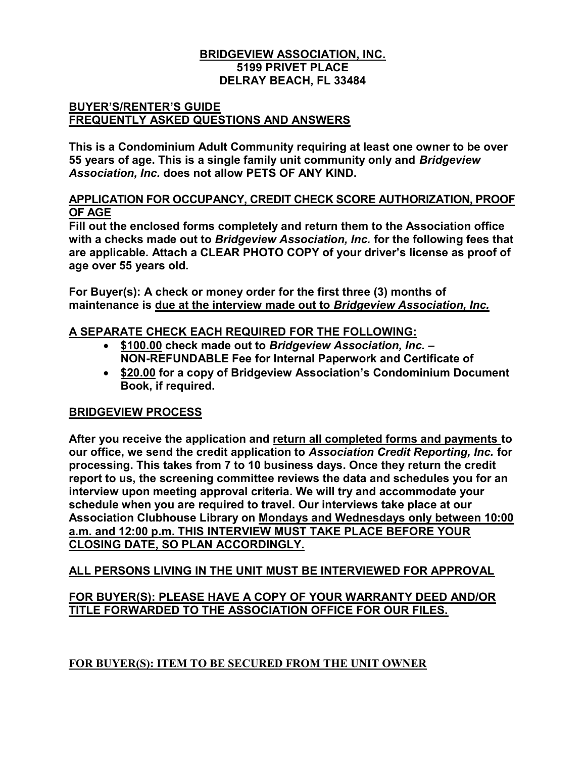**BRIDGEVIEW ASSOCIATION, INC.**
**5199 PRIVET PLACE**
**DELRAY BEACH, FL 33484**

## BUYER'S/RENTER'S GUIDE
## FREQUENTLY ASKED QUESTIONS AND ANSWERS

**This is a Condominium Adult Community requiring at least one owner to be over 55 years of age. This is a single family unit community only and *Bridgeview Association, Inc.* does not allow PETS OF ANY KIND.**

### APPLICATION FOR OCCUPANCY, CREDIT CHECK SCORE AUTHORIZATION, PROOF OF AGE

**Fill out the enclosed forms completely and return them to the Association office with a checks made out to *Bridgeview Association, Inc.* for the following fees that are applicable. Attach a CLEAR PHOTO COPY of your driver's license as proof of age over 55 years old.**

**For Buyer(s): A check or money order for the first three (3) months of maintenance is due at the interview made out to *Bridgeview Association, Inc.***

### A SEPARATE CHECK EACH REQUIRED FOR THE FOLLOWING:

- **$100.00 check made out to *Bridgeview Association, Inc.* – NON-REFUNDABLE Fee for Internal Paperwork and Certificate of**
- **$20.00 for a copy of Bridgeview Association's Condominium Document Book, if required.**

### BRIDGEVIEW PROCESS

**After you receive the application and return all completed forms and payments to our office, we send the credit application to *Association Credit Reporting, Inc.* for processing. This takes from 7 to 10 business days. Once they return the credit report to us, the screening committee reviews the data and schedules you for an interview upon meeting approval criteria. We will try and accommodate your schedule when you are required to travel. Our interviews take place at our Association Clubhouse Library on Mondays and Wednesdays only between 10:00 a.m. and 12:00 p.m. THIS INTERVIEW MUST TAKE PLACE BEFORE YOUR CLOSING DATE, SO PLAN ACCORDINGLY.**

### ALL PERSONS LIVING IN THE UNIT MUST BE INTERVIEWED FOR APPROVAL

### FOR BUYER(S): PLEASE HAVE A COPY OF YOUR WARRANTY DEED AND/OR TITLE FORWARDED TO THE ASSOCIATION OFFICE FOR OUR FILES.

### FOR BUYER(S): ITEM TO BE SECURED FROM THE UNIT OWNER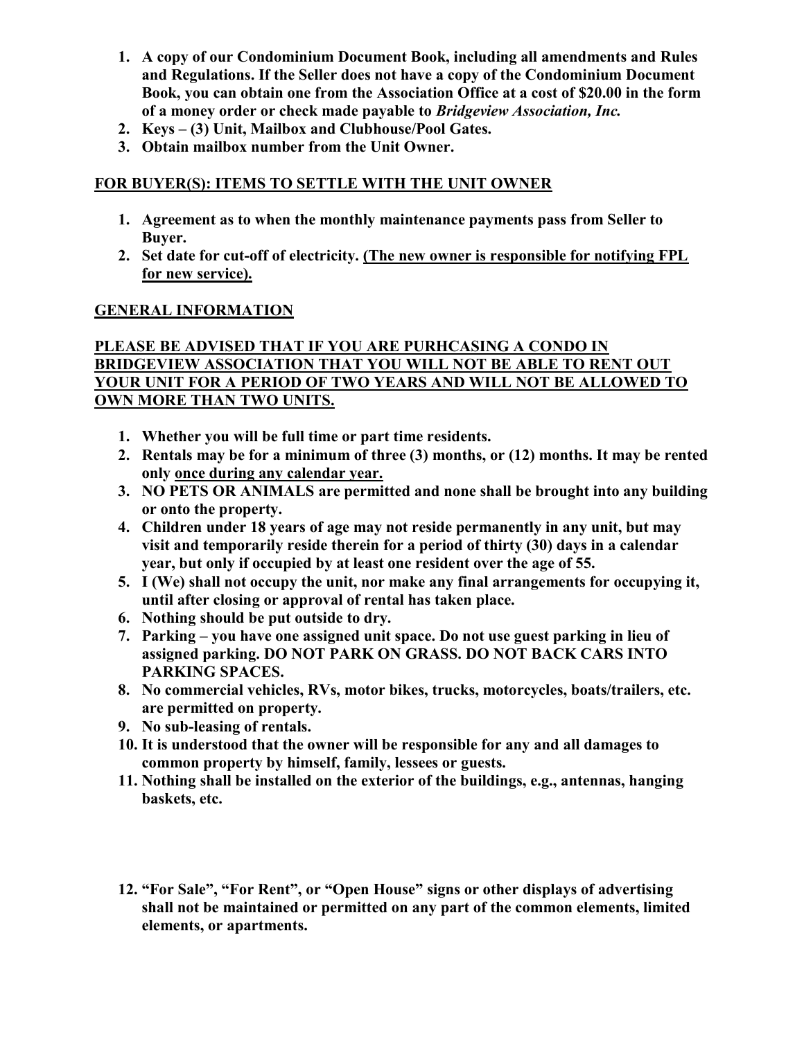1. **A copy of our Condominium Document Book, including all amendments and Rules and Regulations. If the Seller does not have a copy of the Condominium Document Book, you can obtain one from the Association Office at a cost of $20.00 in the form of a money order or check made payable to *Bridgeview Association, Inc.***
2. **Keys – (3) Unit, Mailbox and Clubhouse/Pool Gates.**
3. **Obtain mailbox number from the Unit Owner.**

## FOR BUYER(S): ITEMS TO SETTLE WITH THE UNIT OWNER

1. **Agreement as to when the monthly maintenance payments pass from Seller to Buyer.**
2. **Set date for cut-off of electricity. (The new owner is responsible for notifying FPL for new service).**

## GENERAL INFORMATION

**PLEASE BE ADVISED THAT IF YOU ARE PURHCASING A CONDO IN BRIDGEVIEW ASSOCIATION THAT YOU WILL NOT BE ABLE TO RENT OUT YOUR UNIT FOR A PERIOD OF TWO YEARS AND WILL NOT BE ALLOWED TO OWN MORE THAN TWO UNITS.**

1. **Whether you will be full time or part time residents.**
2. **Rentals may be for a minimum of three (3) months, or (12) months. It may be rented only once during any calendar year.**
3. **NO PETS OR ANIMALS are permitted and none shall be brought into any building or onto the property.**
4. **Children under 18 years of age may not reside permanently in any unit, but may visit and temporarily reside therein for a period of thirty (30) days in a calendar year, but only if occupied by at least one resident over the age of 55.**
5. **I (We) shall not occupy the unit, nor make any final arrangements for occupying it, until after closing or approval of rental has taken place.**
6. **Nothing should be put outside to dry.**
7. **Parking – you have one assigned unit space. Do not use guest parking in lieu of assigned parking. DO NOT PARK ON GRASS. DO NOT BACK CARS INTO PARKING SPACES.**
8. **No commercial vehicles, RVs, motor bikes, trucks, motorcycles, boats/trailers, etc. are permitted on property.**
9. **No sub-leasing of rentals.**
10. **It is understood that the owner will be responsible for any and all damages to common property by himself, family, lessees or guests.**
11. **Nothing shall be installed on the exterior of the buildings, e.g., antennas, hanging baskets, etc.**
12. **"For Sale", "For Rent", or "Open House" signs or other displays of advertising shall not be maintained or permitted on any part of the common elements, limited elements, or apartments.**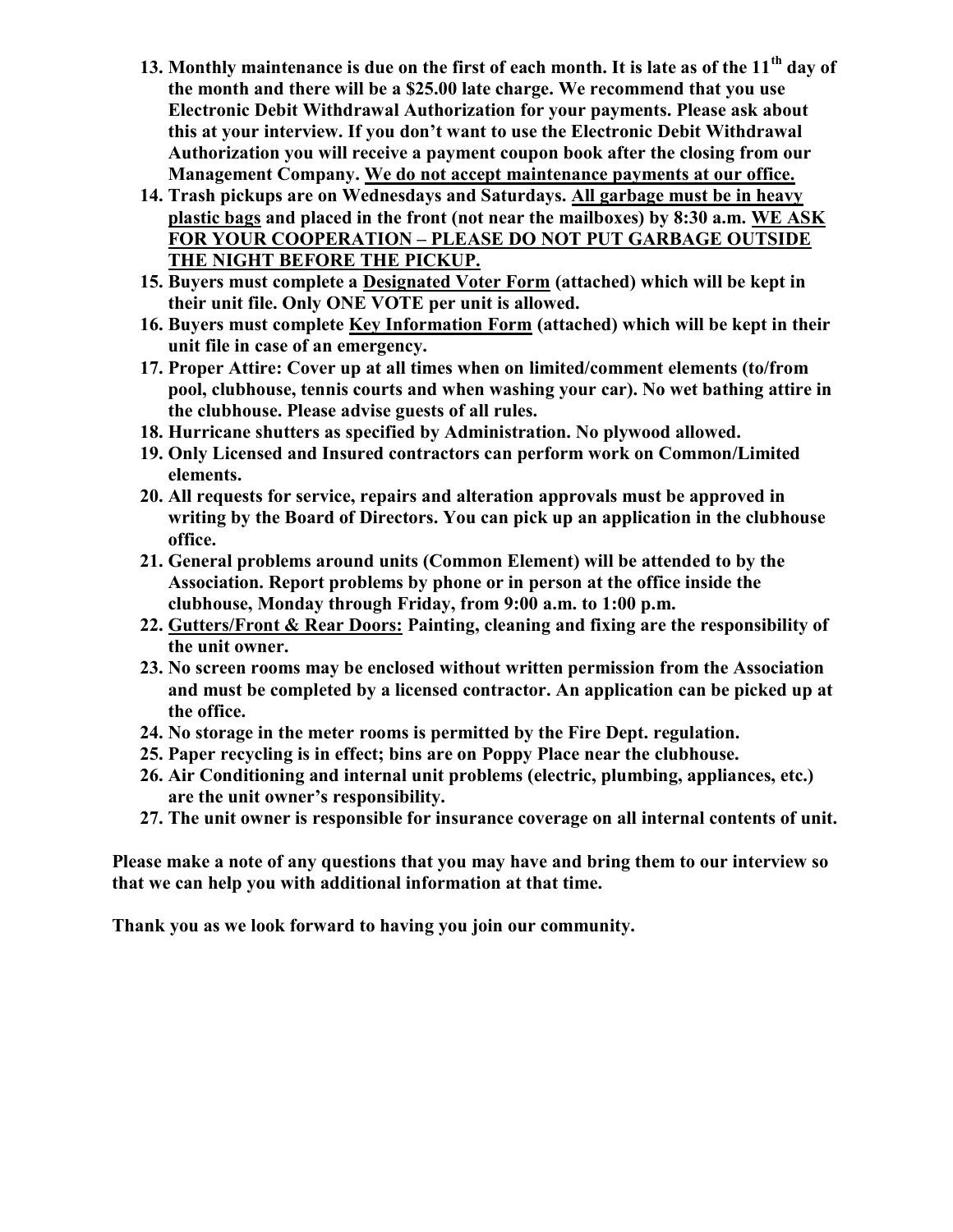13. **Monthly maintenance is due on the first of each month. It is late as of the 11th day of the month and there will be a $25.00 late charge. We recommend that you use Electronic Debit Withdrawal Authorization for your payments. Please ask about this at your interview. If you don't want to use the Electronic Debit Withdrawal Authorization you will receive a payment coupon book after the closing from our Management Company. <u>We do not accept maintenance payments at our office.</u>**
14. **Trash pickups are on Wednesdays and Saturdays. <u>All garbage must be in heavy plastic bags</u> and placed in the front (not near the mailboxes) by 8:30 a.m. <u>WE ASK FOR YOUR COOPERATION – PLEASE DO NOT PUT GARBAGE OUTSIDE THE NIGHT BEFORE THE PICKUP.</u>**
15. **Buyers must complete a <u>Designated Voter Form</u> (attached) which will be kept in their unit file. Only ONE VOTE per unit is allowed.**
16. **Buyers must complete <u>Key Information Form</u> (attached) which will be kept in their unit file in case of an emergency.**
17. **Proper Attire: Cover up at all times when on limited/comment elements (to/from pool, clubhouse, tennis courts and when washing your car). No wet bathing attire in the clubhouse. Please advise guests of all rules.**
18. **Hurricane shutters as specified by Administration. No plywood allowed.**
19. **Only Licensed and Insured contractors can perform work on Common/Limited elements.**
20. **All requests for service, repairs and alteration approvals must be approved in writing by the Board of Directors. You can pick up an application in the clubhouse office.**
21. **General problems around units (Common Element) will be attended to by the Association. Report problems by phone or in person at the office inside the clubhouse, Monday through Friday, from 9:00 a.m. to 1:00 p.m.**
22. **<u>Gutters/Front & Rear Doors:</u> Painting, cleaning and fixing are the responsibility of the unit owner.**
23. **No screen rooms may be enclosed without written permission from the Association and must be completed by a licensed contractor. An application can be picked up at the office.**
24. **No storage in the meter rooms is permitted by the Fire Dept. regulation.**
25. **Paper recycling is in effect; bins are on Poppy Place near the clubhouse.**
26. **Air Conditioning and internal unit problems (electric, plumbing, appliances, etc.) are the unit owner's responsibility.**
27. **The unit owner is responsible for insurance coverage on all internal contents of unit.**

**Please make a note of any questions that you may have and bring them to our interview so that we can help you with additional information at that time.**

**Thank you as we look forward to having you join our community.**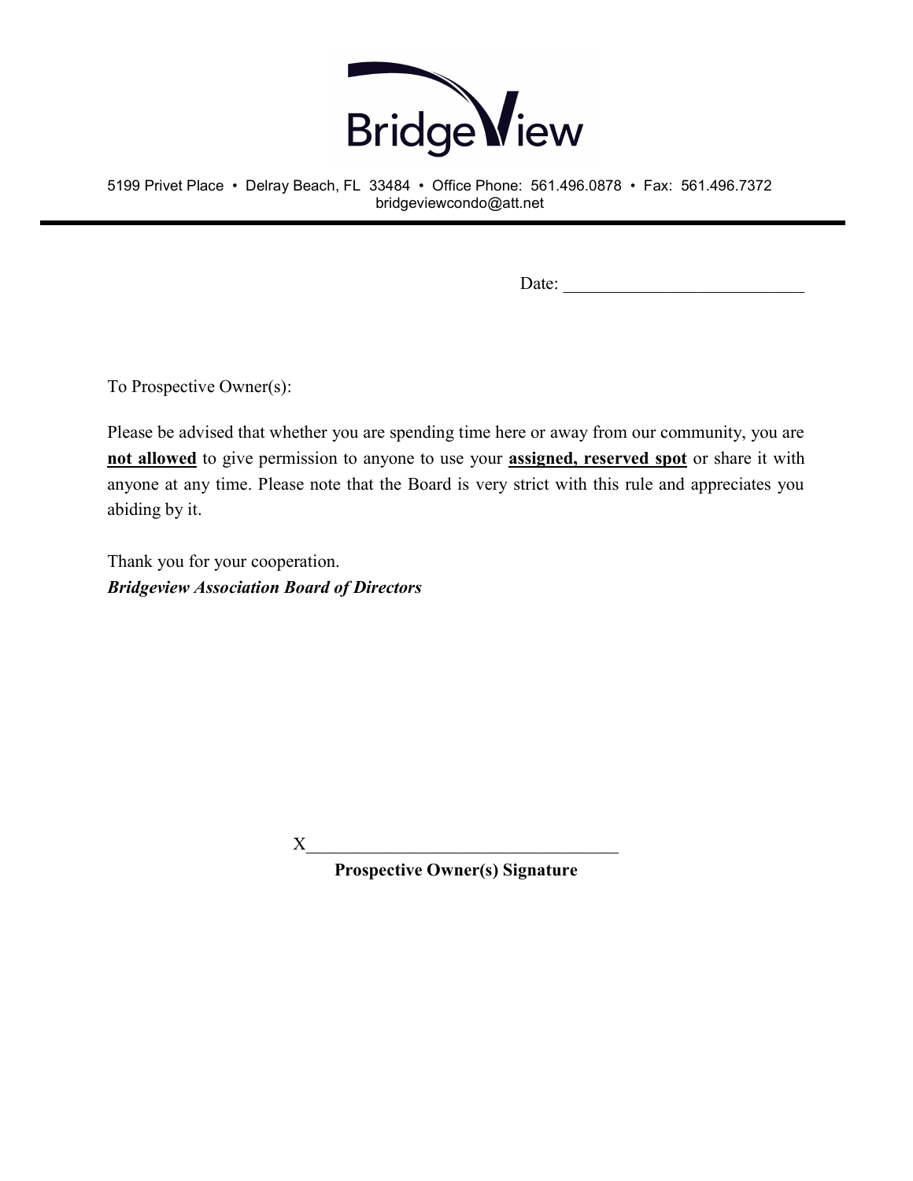# BridgeView

5199 Privet Place • Delray Beach, FL 33484 • Office Phone: 561.496.0878 • Fax: 561.496.7372
bridgeviewcondo@att.net

Date: ___________________________

To Prospective Owner(s):

Please be advised that whether you are spending time here or away from our community, you are **not allowed** to give permission to anyone to use your **assigned, reserved spot** or share it with anyone at any time. Please note that the Board is very strict with this rule and appreciates you abiding by it.

Thank you for your cooperation.
***Bridgeview Association Board of Directors***

X___________________________________
**Prospective Owner(s) Signature**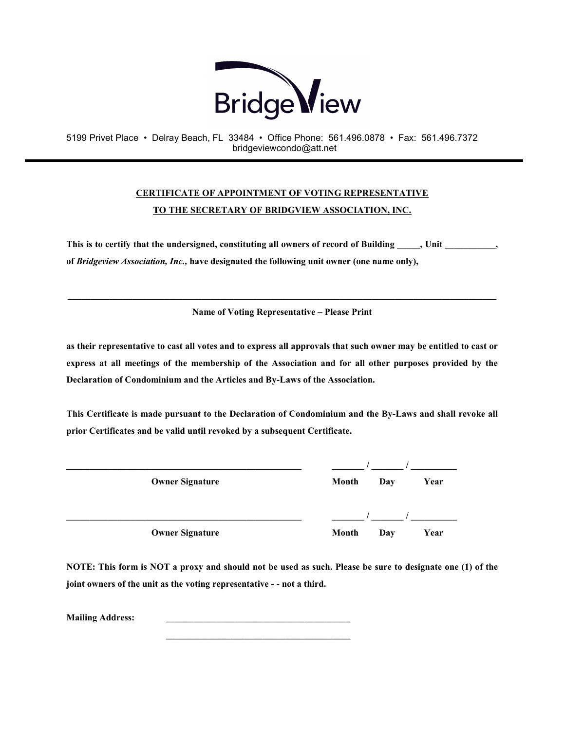BridgeView

5199 Privet Place • Delray Beach, FL 33484 • Office Phone: 561.496.0878 • Fax: 561.496.7372
bridgeviewcondo@att.net

---

**CERTIFICATE OF APPOINTMENT OF VOTING REPRESENTATIVE**

**TO THE SECRETARY OF BRIDGVIEW ASSOCIATION, INC.**

**This is to certify that the undersigned, constituting all owners of record of Building _____, Unit ___________, of *Bridgeview Association, Inc.,* have designated the following unit owner (one name only),**

_______________________________________________________________________________________________

**Name of Voting Representative – Please Print**

**as their representative to cast all votes and to express all approvals that such owner may be entitled to cast or express at all meetings of the membership of the Association and for all other purposes provided by the Declaration of Condominium and the Articles and By-Laws of the Association.**

**This Certificate is made pursuant to the Declaration of Condominium and the By-Laws and shall revoke all prior Certificates and be valid until revoked by a subsequent Certificate.**

_____________________________________________________ _______ / _______ / __________

**Owner Signature** **Month Day Year**

_____________________________________________________ _______ / _______ / __________

**Owner Signature** **Month Day Year**

**NOTE: This form is NOT a proxy and should not be used as such. Please be sure to designate one (1) of the joint owners of the unit as the voting representative - - not a third.**

**Mailing Address:** _________________________________________

_________________________________________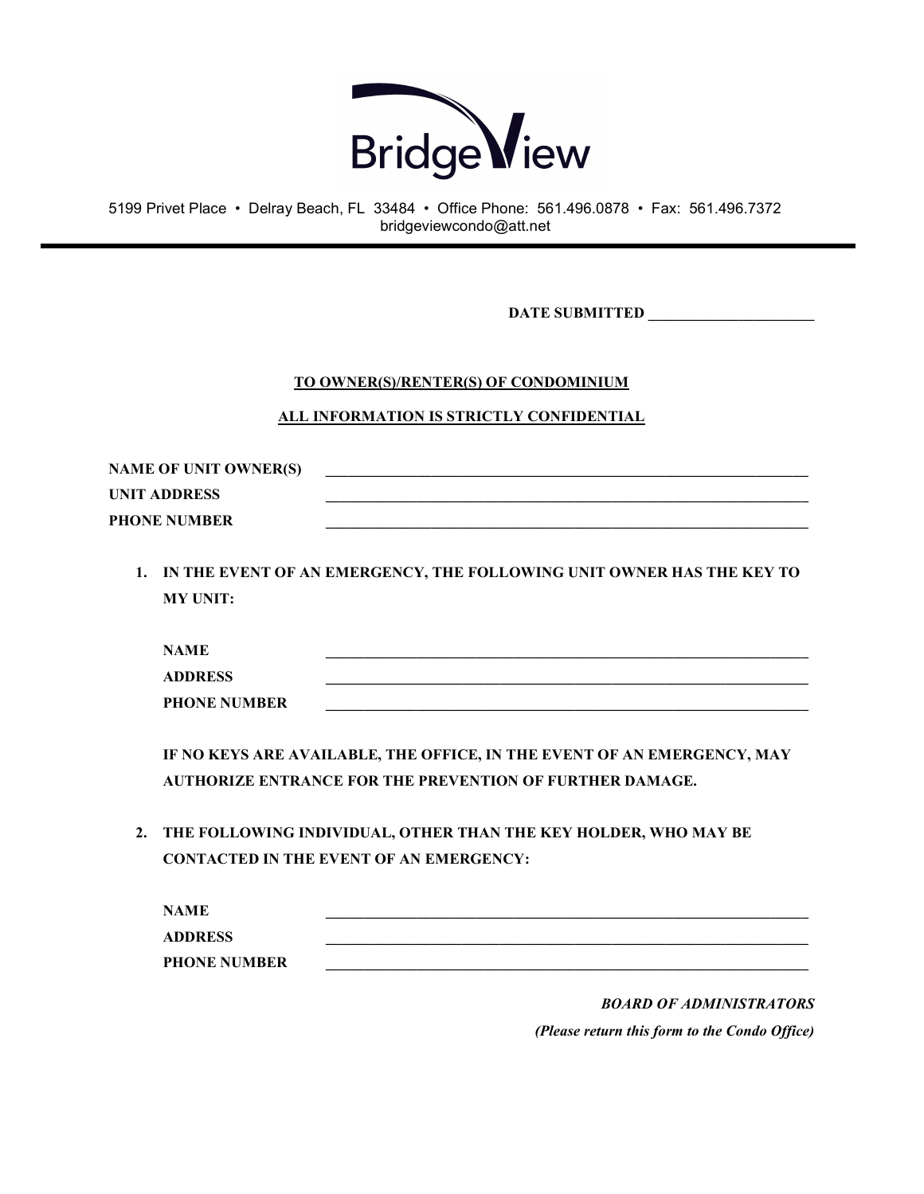BridgeView

5199 Privet Place • Delray Beach, FL 33484 • Office Phone: 561.496.0878 • Fax: 561.496.7372
bridgeviewcondo@att.net

**DATE SUBMITTED ______________________**

**TO OWNER(S)/RENTER(S) OF CONDOMINIUM**

**ALL INFORMATION IS STRICTLY CONFIDENTIAL**

**NAME OF UNIT OWNER(S)** ____________________________________________

**UNIT ADDRESS** ____________________________________________

**PHONE NUMBER** ____________________________________________

1. **IN THE EVENT OF AN EMERGENCY, THE FOLLOWING UNIT OWNER HAS THE KEY TO MY UNIT:**

   **NAME** ____________________________________________

   **ADDRESS** ____________________________________________

   **PHONE NUMBER** ____________________________________________

   **IF NO KEYS ARE AVAILABLE, THE OFFICE, IN THE EVENT OF AN EMERGENCY, MAY AUTHORIZE ENTRANCE FOR THE PREVENTION OF FURTHER DAMAGE.**

2. **THE FOLLOWING INDIVIDUAL, OTHER THAN THE KEY HOLDER, WHO MAY BE CONTACTED IN THE EVENT OF AN EMERGENCY:**

   **NAME** ____________________________________________

   **ADDRESS** ____________________________________________

   **PHONE NUMBER** ____________________________________________

***BOARD OF ADMINISTRATORS***

***(Please return this form to the Condo Office)***